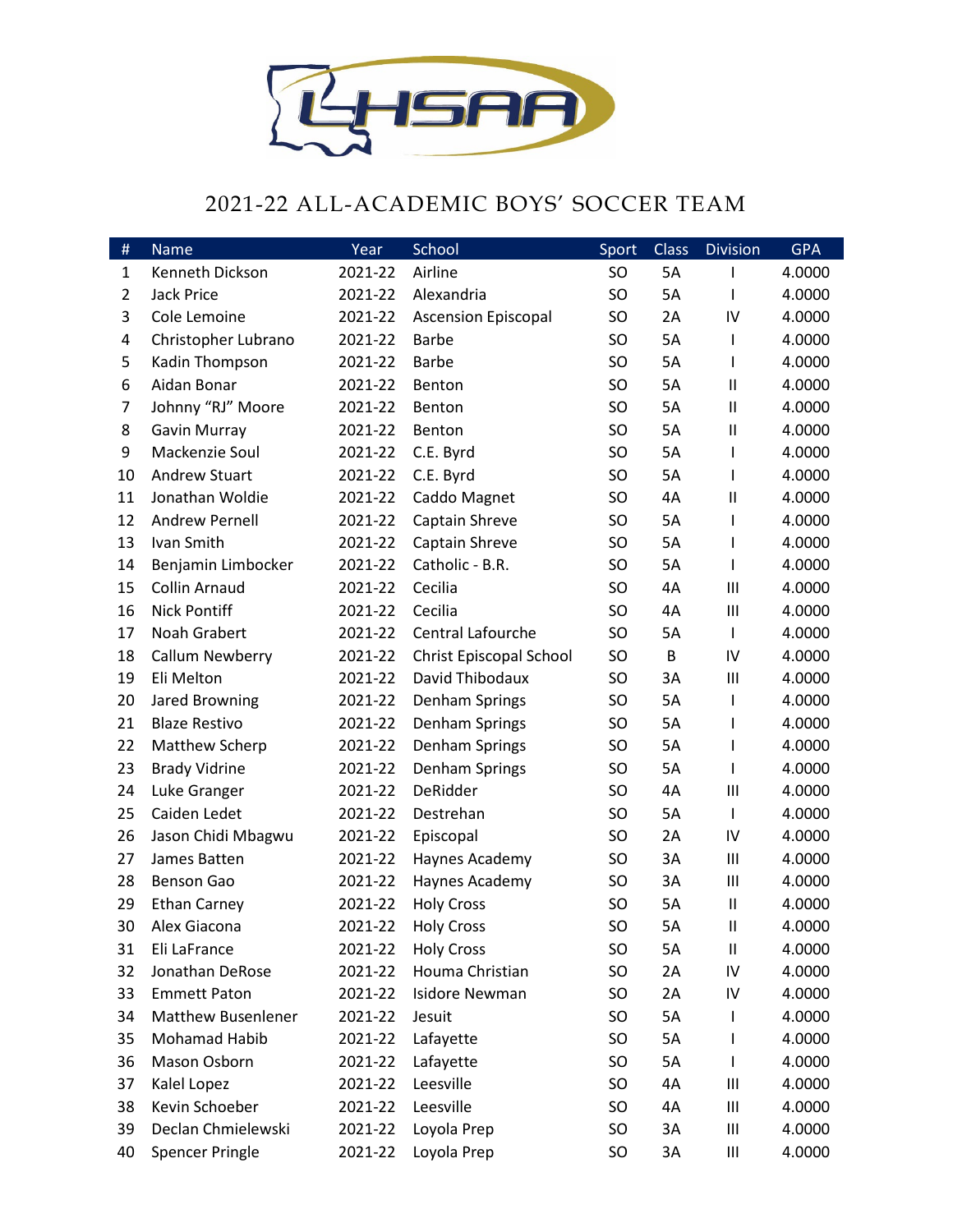# 2021-22 ALL-ACADEMIC BOYS' SOCCER TEAM

| # | Name | Year | School | Sport | Class | Division | GPA |
|---|---|---|---|---|---|---|---|
| 1 | Kenneth Dickson | 2021-22 | Airline | SO | 5A | I | 4.0000 |
| 2 | Jack Price | 2021-22 | Alexandria | SO | 5A | I | 4.0000 |
| 3 | Cole Lemoine | 2021-22 | Ascension Episcopal | SO | 2A | IV | 4.0000 |
| 4 | Christopher Lubrano | 2021-22 | Barbe | SO | 5A | I | 4.0000 |
| 5 | Kadin Thompson | 2021-22 | Barbe | SO | 5A | I | 4.0000 |
| 6 | Aidan Bonar | 2021-22 | Benton | SO | 5A | II | 4.0000 |
| 7 | Johnny "RJ" Moore | 2021-22 | Benton | SO | 5A | II | 4.0000 |
| 8 | Gavin Murray | 2021-22 | Benton | SO | 5A | II | 4.0000 |
| 9 | Mackenzie Soul | 2021-22 | C.E. Byrd | SO | 5A | I | 4.0000 |
| 10 | Andrew Stuart | 2021-22 | C.E. Byrd | SO | 5A | I | 4.0000 |
| 11 | Jonathan Woldie | 2021-22 | Caddo Magnet | SO | 4A | II | 4.0000 |
| 12 | Andrew Pernell | 2021-22 | Captain Shreve | SO | 5A | I | 4.0000 |
| 13 | Ivan Smith | 2021-22 | Captain Shreve | SO | 5A | I | 4.0000 |
| 14 | Benjamin Limbocker | 2021-22 | Catholic - B.R. | SO | 5A | I | 4.0000 |
| 15 | Collin Arnaud | 2021-22 | Cecilia | SO | 4A | III | 4.0000 |
| 16 | Nick Pontiff | 2021-22 | Cecilia | SO | 4A | III | 4.0000 |
| 17 | Noah Grabert | 2021-22 | Central Lafourche | SO | 5A | I | 4.0000 |
| 18 | Callum Newberry | 2021-22 | Christ Episcopal School | SO | B | IV | 4.0000 |
| 19 | Eli Melton | 2021-22 | David Thibodaux | SO | 3A | III | 4.0000 |
| 20 | Jared Browning | 2021-22 | Denham Springs | SO | 5A | I | 4.0000 |
| 21 | Blaze Restivo | 2021-22 | Denham Springs | SO | 5A | I | 4.0000 |
| 22 | Matthew Scherp | 2021-22 | Denham Springs | SO | 5A | I | 4.0000 |
| 23 | Brady Vidrine | 2021-22 | Denham Springs | SO | 5A | I | 4.0000 |
| 24 | Luke Granger | 2021-22 | DeRidder | SO | 4A | III | 4.0000 |
| 25 | Caiden Ledet | 2021-22 | Destrehan | SO | 5A | I | 4.0000 |
| 26 | Jason Chidi Mbagwu | 2021-22 | Episcopal | SO | 2A | IV | 4.0000 |
| 27 | James Batten | 2021-22 | Haynes Academy | SO | 3A | III | 4.0000 |
| 28 | Benson Gao | 2021-22 | Haynes Academy | SO | 3A | III | 4.0000 |
| 29 | Ethan Carney | 2021-22 | Holy Cross | SO | 5A | II | 4.0000 |
| 30 | Alex Giacona | 2021-22 | Holy Cross | SO | 5A | II | 4.0000 |
| 31 | Eli LaFrance | 2021-22 | Holy Cross | SO | 5A | II | 4.0000 |
| 32 | Jonathan DeRose | 2021-22 | Houma Christian | SO | 2A | IV | 4.0000 |
| 33 | Emmett Paton | 2021-22 | Isidore Newman | SO | 2A | IV | 4.0000 |
| 34 | Matthew Busenlener | 2021-22 | Jesuit | SO | 5A | I | 4.0000 |
| 35 | Mohamad Habib | 2021-22 | Lafayette | SO | 5A | I | 4.0000 |
| 36 | Mason Osborn | 2021-22 | Lafayette | SO | 5A | I | 4.0000 |
| 37 | Kalel Lopez | 2021-22 | Leesville | SO | 4A | III | 4.0000 |
| 38 | Kevin Schoeber | 2021-22 | Leesville | SO | 4A | III | 4.0000 |
| 39 | Declan Chmielewski | 2021-22 | Loyola Prep | SO | 3A | III | 4.0000 |
| 40 | Spencer Pringle | 2021-22 | Loyola Prep | SO | 3A | III | 4.0000 |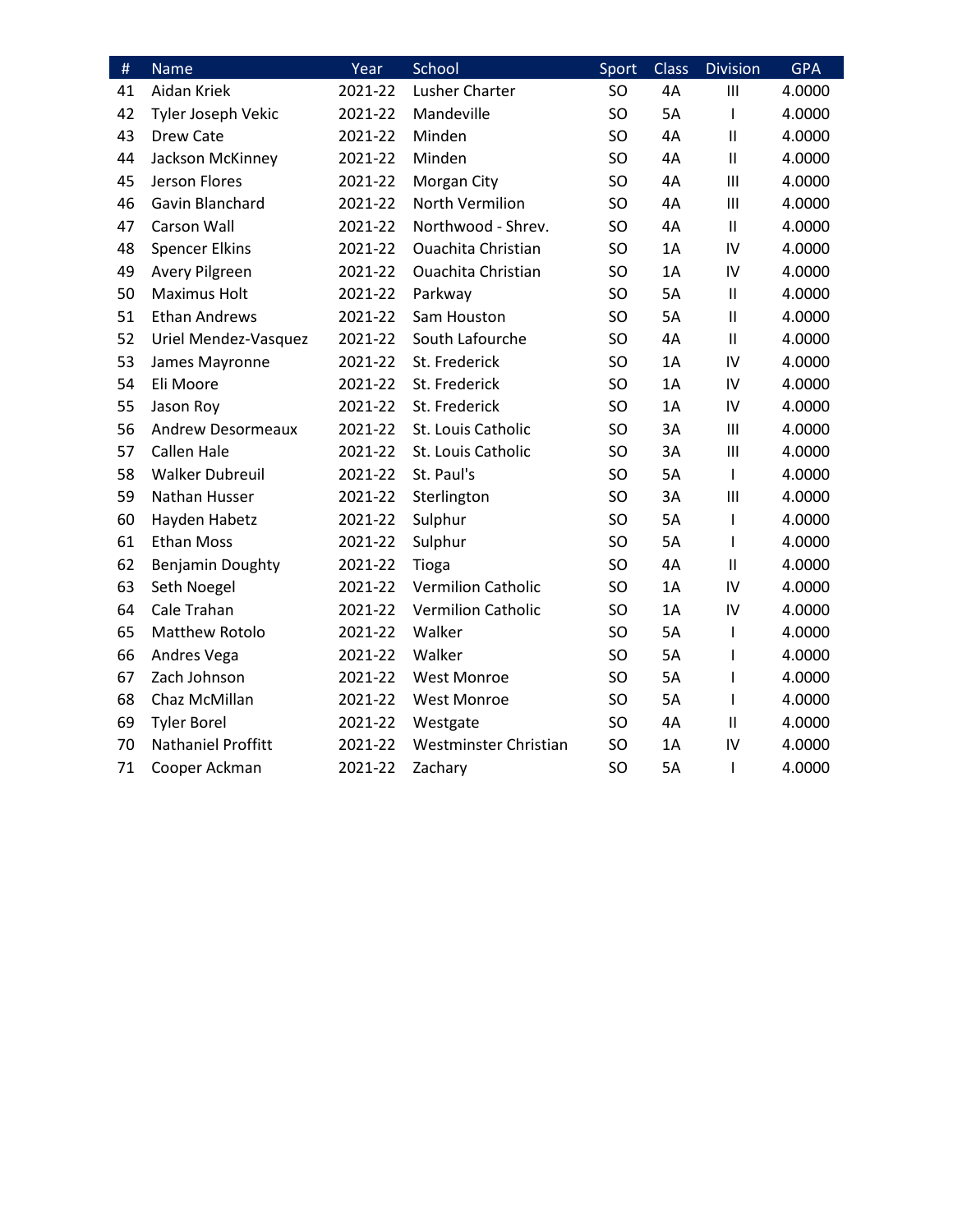| # | Name | Year | School | Sport | Class | Division | GPA |
|---|---|---|---|---|---|---|---|
| 41 | Aidan Kriek | 2021-22 | Lusher Charter | SO | 4A | III | 4.0000 |
| 42 | Tyler Joseph Vekic | 2021-22 | Mandeville | SO | 5A | I | 4.0000 |
| 43 | Drew Cate | 2021-22 | Minden | SO | 4A | II | 4.0000 |
| 44 | Jackson McKinney | 2021-22 | Minden | SO | 4A | II | 4.0000 |
| 45 | Jerson Flores | 2021-22 | Morgan City | SO | 4A | III | 4.0000 |
| 46 | Gavin Blanchard | 2021-22 | North Vermilion | SO | 4A | III | 4.0000 |
| 47 | Carson Wall | 2021-22 | Northwood - Shrev. | SO | 4A | II | 4.0000 |
| 48 | Spencer Elkins | 2021-22 | Ouachita Christian | SO | 1A | IV | 4.0000 |
| 49 | Avery Pilgreen | 2021-22 | Ouachita Christian | SO | 1A | IV | 4.0000 |
| 50 | Maximus Holt | 2021-22 | Parkway | SO | 5A | II | 4.0000 |
| 51 | Ethan Andrews | 2021-22 | Sam Houston | SO | 5A | II | 4.0000 |
| 52 | Uriel Mendez-Vasquez | 2021-22 | South Lafourche | SO | 4A | II | 4.0000 |
| 53 | James Mayronne | 2021-22 | St. Frederick | SO | 1A | IV | 4.0000 |
| 54 | Eli Moore | 2021-22 | St. Frederick | SO | 1A | IV | 4.0000 |
| 55 | Jason Roy | 2021-22 | St. Frederick | SO | 1A | IV | 4.0000 |
| 56 | Andrew Desormeaux | 2021-22 | St. Louis Catholic | SO | 3A | III | 4.0000 |
| 57 | Callen Hale | 2021-22 | St. Louis Catholic | SO | 3A | III | 4.0000 |
| 58 | Walker Dubreuil | 2021-22 | St. Paul's | SO | 5A | I | 4.0000 |
| 59 | Nathan Husser | 2021-22 | Sterlington | SO | 3A | III | 4.0000 |
| 60 | Hayden Habetz | 2021-22 | Sulphur | SO | 5A | I | 4.0000 |
| 61 | Ethan Moss | 2021-22 | Sulphur | SO | 5A | I | 4.0000 |
| 62 | Benjamin Doughty | 2021-22 | Tioga | SO | 4A | II | 4.0000 |
| 63 | Seth Noegel | 2021-22 | Vermilion Catholic | SO | 1A | IV | 4.0000 |
| 64 | Cale Trahan | 2021-22 | Vermilion Catholic | SO | 1A | IV | 4.0000 |
| 65 | Matthew Rotolo | 2021-22 | Walker | SO | 5A | I | 4.0000 |
| 66 | Andres Vega | 2021-22 | Walker | SO | 5A | I | 4.0000 |
| 67 | Zach Johnson | 2021-22 | West Monroe | SO | 5A | I | 4.0000 |
| 68 | Chaz McMillan | 2021-22 | West Monroe | SO | 5A | I | 4.0000 |
| 69 | Tyler Borel | 2021-22 | Westgate | SO | 4A | II | 4.0000 |
| 70 | Nathaniel Proffitt | 2021-22 | Westminster Christian | SO | 1A | IV | 4.0000 |
| 71 | Cooper Ackman | 2021-22 | Zachary | SO | 5A | I | 4.0000 |